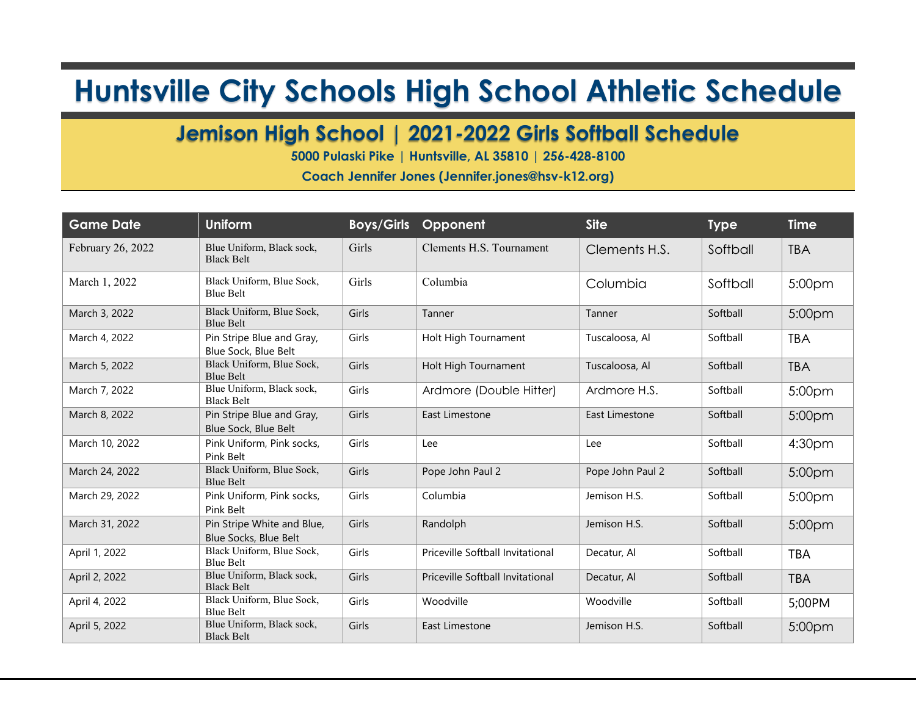# Huntsville City Schools High School Athletic Schedule

## Jemison High School | 2021-2022 Girls Softball Schedule

**5000 Pulaski Pike | Huntsville, AL 35810 | 256-428-8100**

**Coach Jennifer Jones (Jennifer.jones@hsv-k12.org)**

| Game Date | Uniform | Boys/Girls | Opponent | Site | Type | Time |
|---|---|---|---|---|---|---|
| February 26, 2022 | Blue Uniform, Black sock, Black Belt | Girls | Clements H.S. Tournament | Clements H.S. | Softball | TBA |
| March 1, 2022 | Black Uniform, Blue Sock, Blue Belt | Girls | Columbia | Columbia | Softball | 5:00pm |
| March 3, 2022 | Black Uniform, Blue Sock, Blue Belt | Girls | Tanner | Tanner | Softball | 5:00pm |
| March 4, 2022 | Pin Stripe Blue and Gray, Blue Sock, Blue Belt | Girls | Holt High Tournament | Tuscaloosa, Al | Softball | TBA |
| March 5, 2022 | Black Uniform, Blue Sock, Blue Belt | Girls | Holt High Tournament | Tuscaloosa, Al | Softball | TBA |
| March 7, 2022 | Blue Uniform, Black sock, Black Belt | Girls | Ardmore (Double Hitter) | Ardmore H.S. | Softball | 5:00pm |
| March 8, 2022 | Pin Stripe Blue and Gray, Blue Sock, Blue Belt | Girls | East Limestone | East Limestone | Softball | 5:00pm |
| March 10, 2022 | Pink Uniform, Pink socks, Pink Belt | Girls | Lee | Lee | Softball | 4:30pm |
| March 24, 2022 | Black Uniform, Blue Sock, Blue Belt | Girls | Pope John Paul 2 | Pope John Paul 2 | Softball | 5:00pm |
| March 29, 2022 | Pink Uniform, Pink socks, Pink Belt | Girls | Columbia | Jemison H.S. | Softball | 5:00pm |
| March 31, 2022 | Pin Stripe White and Blue, Blue Socks, Blue Belt | Girls | Randolph | Jemison H.S. | Softball | 5:00pm |
| April 1, 2022 | Black Uniform, Blue Sock, Blue Belt | Girls | Priceville Softball Invitational | Decatur, Al | Softball | TBA |
| April 2, 2022 | Blue Uniform, Black sock, Black Belt | Girls | Priceville Softball Invitational | Decatur, Al | Softball | TBA |
| April 4, 2022 | Black Uniform, Blue Sock, Blue Belt | Girls | Woodville | Woodville | Softball | 5;00PM |
| April 5, 2022 | Blue Uniform, Black sock, Black Belt | Girls | East Limestone | Jemison H.S. | Softball | 5:00pm |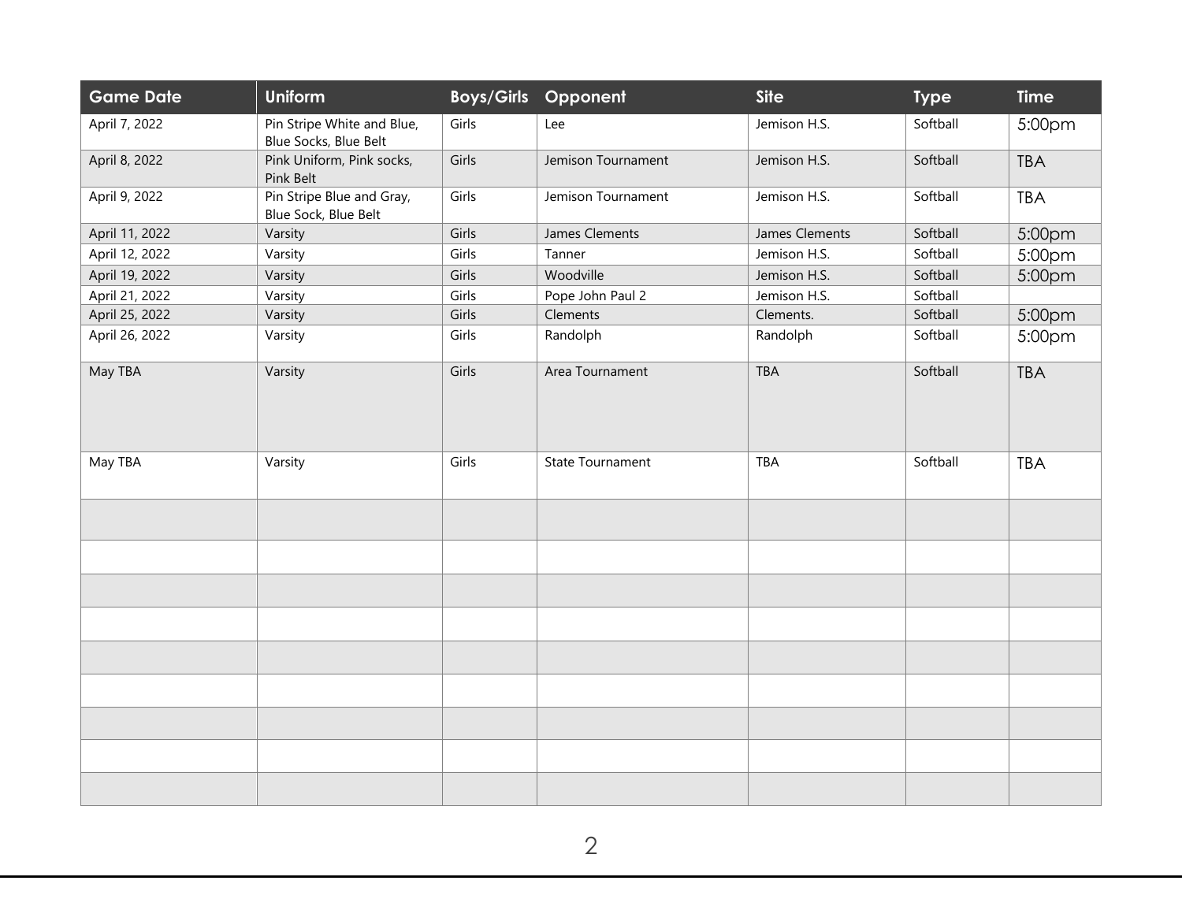| Game Date | Uniform | Boys/Girls | Opponent | Site | Type | Time |
|---|---|---|---|---|---|---|
| April 7, 2022 | Pin Stripe White and Blue, Blue Socks, Blue Belt | Girls | Lee | Jemison H.S. | Softball | 5:00pm |
| April 8, 2022 | Pink Uniform, Pink socks, Pink Belt | Girls | Jemison Tournament | Jemison H.S. | Softball | TBA |
| April 9, 2022 | Pin Stripe Blue and Gray, Blue Sock, Blue Belt | Girls | Jemison Tournament | Jemison H.S. | Softball | TBA |
| April 11, 2022 | Varsity | Girls | James Clements | James Clements | Softball | 5:00pm |
| April 12, 2022 | Varsity | Girls | Tanner | Jemison H.S. | Softball | 5:00pm |
| April 19, 2022 | Varsity | Girls | Woodville | Jemison H.S. | Softball | 5:00pm |
| April 21, 2022 | Varsity | Girls | Pope John Paul 2 | Jemison H.S. | Softball | |
| April 25, 2022 | Varsity | Girls | Clements | Clements. | Softball | 5:00pm |
| April 26, 2022 | Varsity | Girls | Randolph | Randolph | Softball | 5:00pm |
| May TBA | Varsity | Girls | Area Tournament | TBA | Softball | TBA |
| May TBA | Varsity | Girls | State Tournament | TBA | Softball | TBA |
| | | | | | | |
| | | | | | | |
| | | | | | | |
| | | | | | | |
| | | | | | | |
| | | | | | | |
| | | | | | | |
| | | | | | | |
| | | | | | | |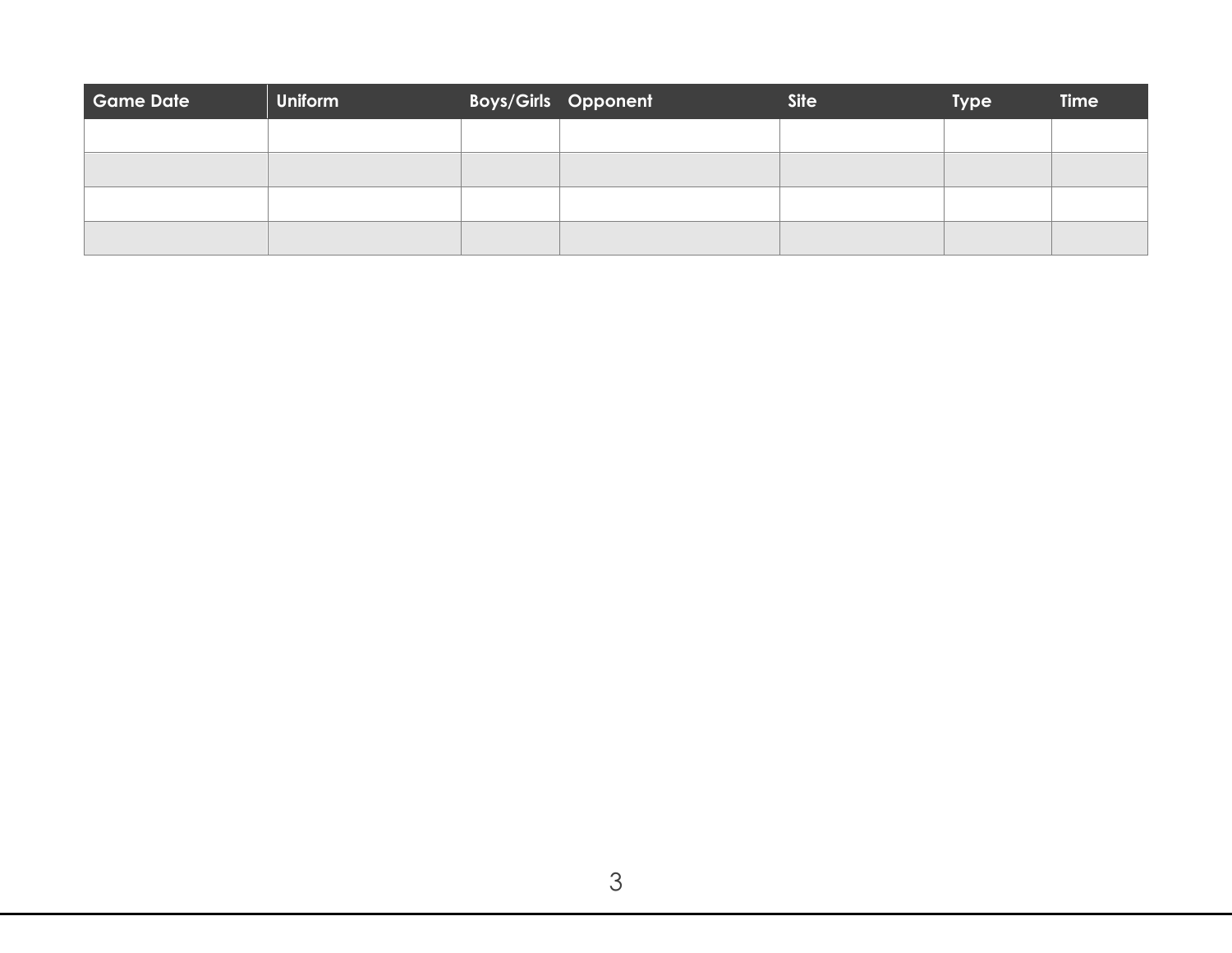| Game Date | Uniform | Boys/Girls | Opponent | Site | Type | Time |
| --- | --- | --- | --- | --- | --- | --- |
| | | | | | | |
| | | | | | | |
| | | | | | | |
| | | | | | | |